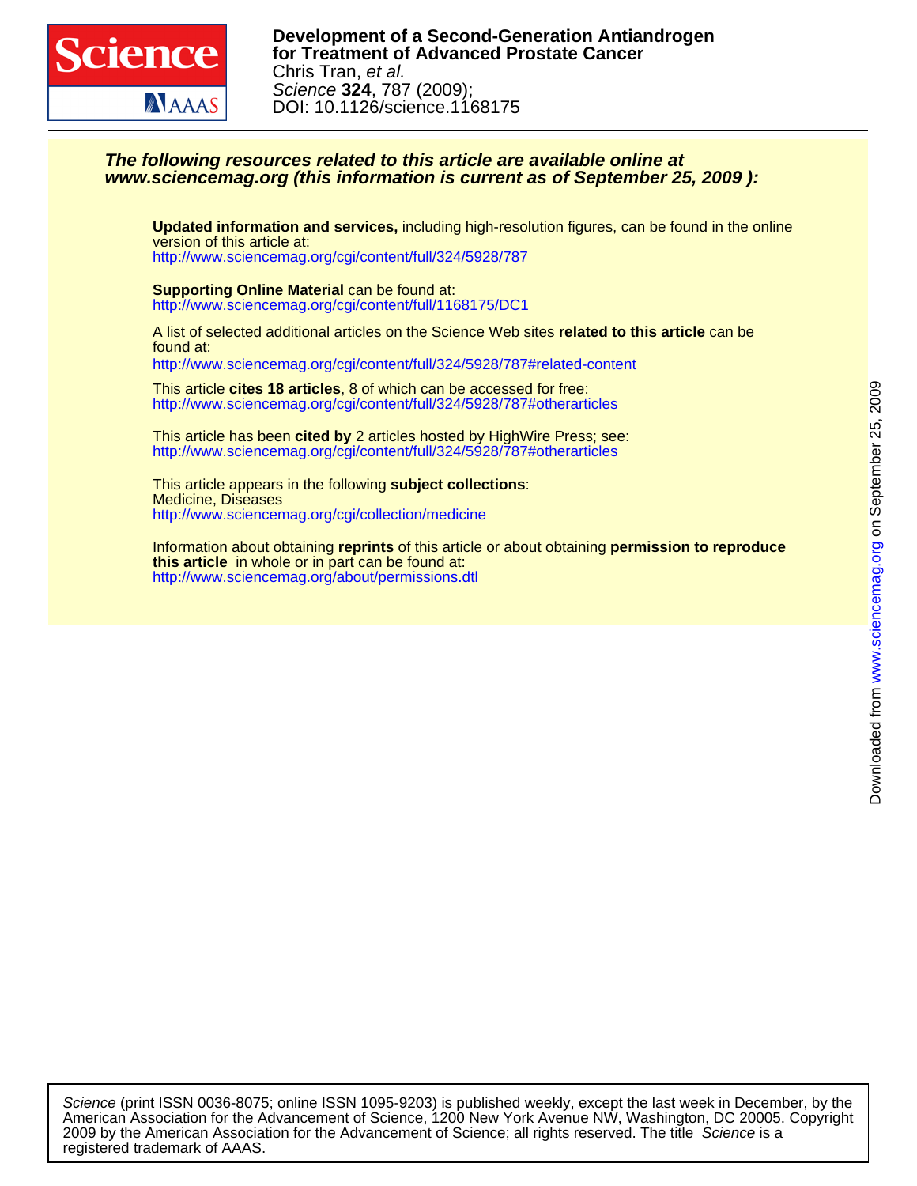# Development of a Second-Generation Antiandrogen for Treatment of Advanced Prostate Cancer

Chris Tran, *et al.*

*Science* **324**, 787 (2009);

DOI: 10.1126/science.1168175

***The following resources related to this article are available online at www.sciencemag.org (this information is current as of September 25, 2009 ):***

**Updated information and services,** including high-resolution figures, can be found in the online version of this article at:
http://www.sciencemag.org/cgi/content/full/324/5928/787

**Supporting Online Material** can be found at:
http://www.sciencemag.org/cgi/content/full/1168175/DC1

A list of selected additional articles on the Science Web sites **related to this article** can be found at:
http://www.sciencemag.org/cgi/content/full/324/5928/787#related-content

This article **cites 18 articles**, 8 of which can be accessed for free:
http://www.sciencemag.org/cgi/content/full/324/5928/787#otherarticles

This article has been **cited by** 2 articles hosted by HighWire Press; see:
http://www.sciencemag.org/cgi/content/full/324/5928/787#otherarticles

This article appears in the following **subject collections**:
Medicine, Diseases
http://www.sciencemag.org/cgi/collection/medicine

Information about obtaining **reprints** of this article or about obtaining **permission to reproduce this article** in whole or in part can be found at:
http://www.sciencemag.org/about/permissions.dtl

*Science* (print ISSN 0036-8075; online ISSN 1095-9203) is published weekly, except the last week in December, by the American Association for the Advancement of Science, 1200 New York Avenue NW, Washington, DC 20005. Copyright 2009 by the American Association for the Advancement of Science; all rights reserved. The title *Science* is a registered trademark of AAAS.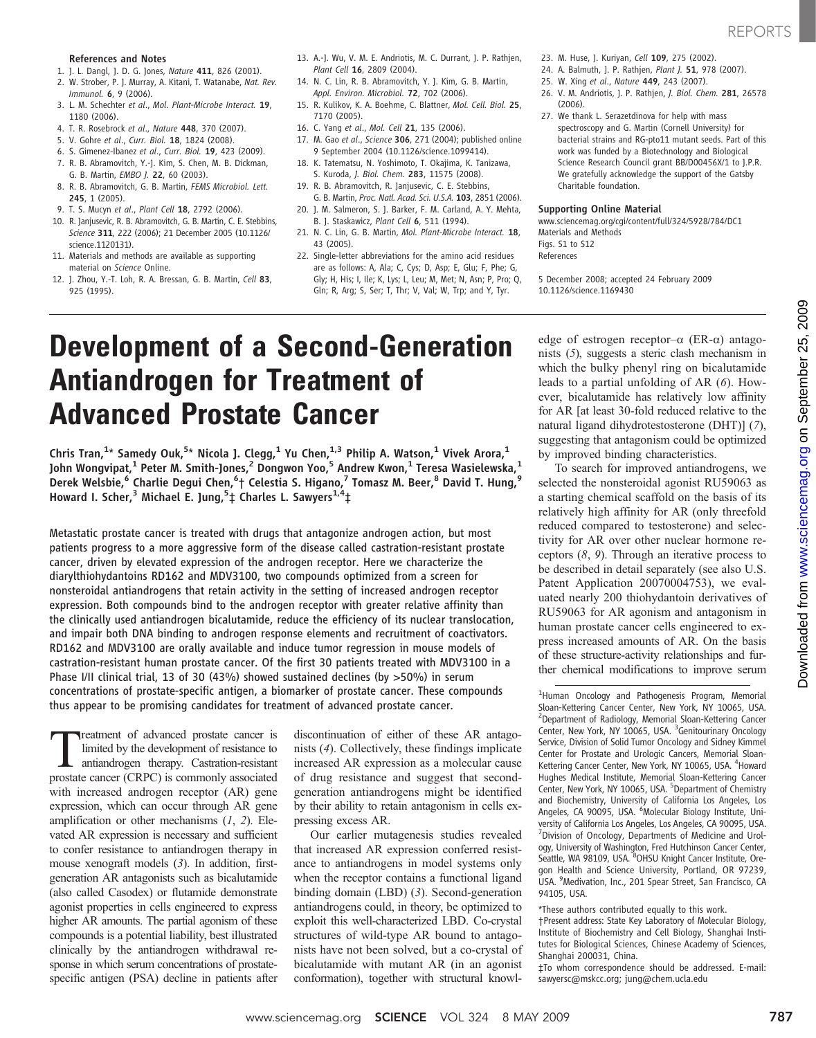## References and Notes

1. J. L. Dangl, J. D. G. Jones, *Nature* **411**, 826 (2001).
2. W. Strober, P. J. Murray, A. Kitani, T. Watanabe, *Nat. Rev. Immunol.* **6**, 9 (2006).
3. L. M. Schechter *et al.*, *Mol. Plant-Microbe Interact.* **19**, 1180 (2006).
4. T. R. Rosebrock *et al.*, *Nature* **448**, 370 (2007).
5. V. Gohre *et al.*, *Curr. Biol.* **18**, 1824 (2008).
6. S. Gimenez-Ibanez *et al.*, *Curr. Biol.* **19**, 423 (2009).
7. R. B. Abramovitch, Y.-J. Kim, S. Chen, M. B. Dickman, G. B. Martin, *EMBO J.* **22**, 60 (2003).
8. R. B. Abramovitch, G. B. Martin, *FEMS Microbiol. Lett.* **245**, 1 (2005).
9. T. S. Mucyn *et al.*, *Plant Cell* **18**, 2792 (2006).
10. R. Janjusevic, R. B. Abramovitch, G. B. Martin, C. E. Stebbins, *Science* **311**, 222 (2006); 21 December 2005 (10.1126/science.1120131).
11. Materials and methods are available as supporting material on *Science* Online.
12. J. Zhou, Y.-T. Loh, R. A. Bressan, G. B. Martin, *Cell* **83**, 925 (1995).
13. A.-J. Wu, V. M. E. Andriotis, M. C. Durrant, J. P. Rathjen, *Plant Cell* **16**, 2809 (2004).
14. N. C. Lin, R. B. Abramovitch, Y. J. Kim, G. B. Martin, *Appl. Environ. Microbiol.* **72**, 702 (2006).
15. R. Kulikov, K. A. Boehme, C. Blattner, *Mol. Cell. Biol.* **25**, 7170 (2005).
16. C. Yang *et al.*, *Mol. Cell* **21**, 135 (2006).
17. M. Gao *et al.*, *Science* **306**, 271 (2004); published online 9 September 2004 (10.1126/science.1099414).
18. K. Tatematsu, N. Yoshimoto, T. Okajima, K. Tanizawa, S. Kuroda, *J. Biol. Chem.* **283**, 11575 (2008).
19. R. B. Abramovitch, R. Janjusevic, C. E. Stebbins, G. B. Martin, *Proc. Natl. Acad. Sci. U.S.A.* **103**, 2851 (2006).
20. J. M. Salmeron, S. J. Barker, F. M. Carland, A. Y. Mehta, B. J. Staskawicz, *Plant Cell* **6**, 511 (1994).
21. N. C. Lin, G. B. Martin, *Mol. Plant-Microbe Interact.* **18**, 43 (2005).
22. Single-letter abbreviations for the amino acid residues are as follows: A, Ala; C, Cys; D, Asp; E, Glu; F, Phe; G, Gly; H, His; I, Ile; K, Lys; L, Leu; M, Met; N, Asn; P, Pro; Q, Gln; R, Arg; S, Ser; T, Thr; V, Val; W, Trp; and Y, Tyr.
23. M. Huse, J. Kuriyan, *Cell* **109**, 275 (2002).
24. A. Balmuth, J. P. Rathjen, *Plant J.* **51**, 978 (2007).
25. W. Xing *et al.*, *Nature* **449**, 243 (2007).
26. V. M. Andriotis, J. P. Rathjen, *J. Biol. Chem.* **281**, 26578 (2006).
27. We thank L. Serazetdinova for help with mass spectroscopy and G. Martin (Cornell University) for bacterial strains and RG-pto11 mutant seeds. Part of this work was funded by a Biotechnology and Biological Science Research Council grant BB/D00456X/1 to J.P.R. We gratefully acknowledge the support of the Gatsby Charitable foundation.

### Supporting Online Material

www.sciencemag.org/cgi/content/full/324/5928/784/DC1
Materials and Methods
Figs. S1 to S12
References

5 December 2008; accepted 24 February 2009
10.1126/science.1169430

# Development of a Second-Generation Antiandrogen for Treatment of Advanced Prostate Cancer

Chris Tran,[1]* Samedy Ouk,[5]* Nicola J. Clegg,[1] Yu Chen,[1,3] Philip A. Watson,[1] Vivek Arora,[1] John Wongvipat,[1] Peter M. Smith-Jones,[2] Dongwon Yoo,[5] Andrew Kwon,[1] Teresa Wasielewska,[1] Derek Welsbie,[6] Charlie Degui Chen,[6]† Celestia S. Higano,[7] Tomasz M. Beer,[8] David T. Hung,[9] Howard I. Scher,[3] Michael E. Jung,[5]‡ Charles L. Sawyers[1,4]‡

**Metastatic prostate cancer is treated with drugs that antagonize androgen action, but most patients progress to a more aggressive form of the disease called castration-resistant prostate cancer, driven by elevated expression of the androgen receptor. Here we characterize the diarylthiohydantoins RD162 and MDV3100, two compounds optimized from a screen for nonsteroidal antiandrogens that retain activity in the setting of increased androgen receptor expression. Both compounds bind to the androgen receptor with greater relative affinity than the clinically used antiandrogen bicalutamide, reduce the efficiency of its nuclear translocation, and impair both DNA binding to androgen response elements and recruitment of coactivators. RD162 and MDV3100 are orally available and induce tumor regression in mouse models of castration-resistant human prostate cancer. Of the first 30 patients treated with MDV3100 in a Phase I/II clinical trial, 13 of 30 (43%) showed sustained declines (by >50%) in serum concentrations of prostate-specific antigen, a biomarker of prostate cancer. These compounds thus appear to be promising candidates for treatment of advanced prostate cancer.**

Treatment of advanced prostate cancer is limited by the development of resistance to antiandrogen therapy. Castration-resistant prostate cancer (CRPC) is commonly associated with increased androgen receptor (AR) gene expression, which can occur through AR gene amplification or other mechanisms (*1*, *2*). Elevated AR expression is necessary and sufficient to confer resistance to antiandrogen therapy in mouse xenograft models (*3*). In addition, first-generation AR antagonists such as bicalutamide (also called Casodex) or flutamide demonstrate agonist properties in cells engineered to express higher AR amounts. The partial agonism of these compounds is a potential liability, best illustrated clinically by the antiandrogen withdrawal response in which serum concentrations of prostate-specific antigen (PSA) decline in patients after discontinuation of either of these AR antagonists (*4*). Collectively, these findings implicate increased AR expression as a molecular cause of drug resistance and suggest that second-generation antiandrogens might be identified by their ability to retain antagonism in cells expressing excess AR.

Our earlier mutagenesis studies revealed that increased AR expression conferred resistance to antiandrogens in model systems only when the receptor contains a functional ligand binding domain (LBD) (*3*). Second-generation antiandrogens could, in theory, be optimized to exploit this well-characterized LBD. Co-crystal structures of wild-type AR bound to antagonists have not been solved, but a co-crystal of bicalutamide with mutant AR (in an agonist conformation), together with structural knowledge of estrogen receptor–α (ER-α) antagonists (*5*), suggests a steric clash mechanism in which the bulky phenyl ring on bicalutamide leads to a partial unfolding of AR (*6*). However, bicalutamide has relatively low affinity for AR [at least 30-fold reduced relative to the natural ligand dihydrotestosterone (DHT)] (*7*), suggesting that antagonism could be optimized by improved binding characteristics.

To search for improved antiandrogens, we selected the nonsteroidal agonist RU59063 as a starting chemical scaffold on the basis of its relatively high affinity for AR (only threefold reduced compared to testosterone) and selectivity for AR over other nuclear hormone receptors (*8*, *9*). Through an iterative process to be described in detail separately (see also U.S. Patent Application 20070004753), we evaluated nearly 200 thiohydantoin derivatives of RU59063 for AR agonism and antagonism in human prostate cancer cells engineered to express increased amounts of AR. On the basis of these structure-activity relationships and further chemical modifications to improve serum

[1]Human Oncology and Pathogenesis Program, Memorial Sloan-Kettering Cancer Center, New York, NY 10065, USA. [2]Department of Radiology, Memorial Sloan-Kettering Cancer Center, New York, NY 10065, USA. [3]Genitourinary Oncology Service, Division of Solid Tumor Oncology and Sidney Kimmel Center for Prostate and Urologic Cancers, Memorial Sloan-Kettering Cancer Center, New York, NY 10065, USA. [4]Howard Hughes Medical Institute, Memorial Sloan-Kettering Cancer Center, New York, NY 10065, USA. [5]Department of Chemistry and Biochemistry, University of California Los Angeles, Los Angeles, CA 90095, USA. [6]Molecular Biology Institute, University of California Los Angeles, Los Angeles, CA 90095, USA. [7]Division of Oncology, Departments of Medicine and Urology, University of Washington, Fred Hutchinson Cancer Center, Seattle, WA 98109, USA. [8]OHSU Knight Cancer Institute, Oregon Health and Science University, Portland, OR 97239, USA. [9]Medivation, Inc., 201 Spear Street, San Francisco, CA 94105, USA.

*These authors contributed equally to this work.

†Present address: State Key Laboratory of Molecular Biology, Institute of Biochemistry and Cell Biology, Shanghai Institutes for Biological Sciences, Chinese Academy of Sciences, Shanghai 200031, China.

‡To whom correspondence should be addressed. E-mail: sawyersc@mskcc.org; jung@chem.ucla.edu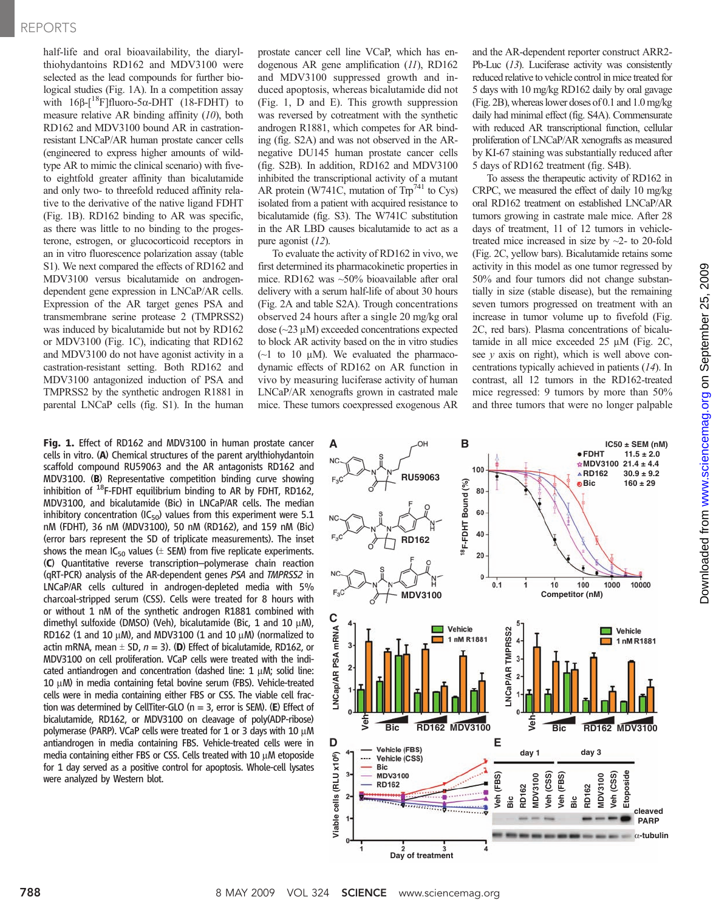half-life and oral bioavailability, the diarylthiohydantoins RD162 and MDV3100 were selected as the lead compounds for further biological studies (Fig. 1A). In a competition assay with 16β-[$^{18}$F]fluoro-5α-DHT (18-FDHT) to measure relative AR binding affinity (10), both RD162 and MDV3100 bound AR in castration-resistant LNCaP/AR human prostate cancer cells (engineered to express higher amounts of wild-type AR to mimic the clinical scenario) with five- to eightfold greater affinity than bicalutamide and only two- to threefold reduced affinity relative to the derivative of the native ligand FDHT (Fig. 1B). RD162 binding to AR was specific, as there was little to no binding to the progesterone, estrogen, or glucocorticoid receptors in an in vitro fluorescence polarization assay (table S1). We next compared the effects of RD162 and MDV3100 versus bicalutamide on androgen-dependent gene expression in LNCaP/AR cells. Expression of the AR target genes PSA and transmembrane serine protease 2 (TMPRSS2) was induced by bicalutamide but not by RD162 or MDV3100 (Fig. 1C), indicating that RD162 and MDV3100 do not have agonist activity in a castration-resistant setting. Both RD162 and MDV3100 antagonized induction of PSA and TMPRSS2 by the synthetic androgen R1881 in parental LNCaP cells (fig. S1). In the human prostate cancer cell line VCaP, which has endogenous AR gene amplification (11), RD162 and MDV3100 suppressed growth and induced apoptosis, whereas bicalutamide did not (Fig. 1, D and E). This growth suppression was reversed by cotreatment with the synthetic androgen R1881, which competes for AR binding (fig. S2A) and was not observed in the AR-negative DU145 human prostate cancer cells (fig. S2B). In addition, RD162 and MDV3100 inhibited the transcriptional activity of a mutant AR protein (W741C, mutation of Trp[741] to Cys) isolated from a patient with acquired resistance to bicalutamide (fig. S3). The W741C substitution in the AR LBD causes bicalutamide to act as a pure agonist (12).

To evaluate the activity of RD162 in vivo, we first determined its pharmacokinetic properties in mice. RD162 was ~50% bioavailable after oral delivery with a serum half-life of about 30 hours (Fig. 2A and table S2A). Trough concentrations observed 24 hours after a single 20 mg/kg oral dose (~23 μM) exceeded concentrations expected to block AR activity based on the in vitro studies (~1 to 10 μM). We evaluated the pharmacodynamic effects of RD162 on AR function in vivo by measuring luciferase activity of human LNCaP/AR xenografts grown in castrated male mice. These tumors coexpressed exogenous AR and the AR-dependent reporter construct ARR2-Pb-Luc (13). Luciferase activity was consistently reduced relative to vehicle control in mice treated for 5 days with 10 mg/kg RD162 daily by oral gavage (Fig. 2B), whereas lower doses of 0.1 and 1.0 mg/kg daily had minimal effect (fig. S4A). Commensurate with reduced AR transcriptional function, cellular proliferation of LNCaP/AR xenografts as measured by KI-67 staining was substantially reduced after 5 days of RD162 treatment (fig. S4B).

To assess the therapeutic activity of RD162 in CRPC, we measured the effect of daily 10 mg/kg oral RD162 treatment on established LNCaP/AR tumors growing in castrate male mice. After 28 days of treatment, 11 of 12 tumors in vehicle-treated mice increased in size by ~2- to 20-fold (Fig. 2C, yellow bars). Bicalutamide retains some activity in this model as one tumor regressed by 50% and four tumors did not change substantially in size (stable disease), but the remaining seven tumors progressed on treatment with an increase in tumor volume up to fivefold (Fig. 2C, red bars). Plasma concentrations of bicalutamide in all mice exceeded 25 μM (Fig. 2C, see *y* axis on right), which is well above concentrations typically achieved in patients (14). In contrast, all 12 tumors in the RD162-treated mice regressed: 9 tumors by more than 50% and three tumors that were no longer palpable

**Fig. 1.** Effect of RD162 and MDV3100 in human prostate cancer cells in vitro. (**A**) Chemical structures of the parent arylthiohydantoin scaffold compound RU59063 and the AR antagonists RD162 and MDV3100. (**B**) Representative competition binding curve showing inhibition of $^{18}$F-FDHT equilibrium binding to AR by FDHT, RD162, MDV3100, and bicalutamide (Bic) in LNCaP/AR cells. The median inhibitory concentration ($IC_{50}$) values from this experiment were 5.1 nM (FDHT), 36 nM (MDV3100), 50 nM (RD162), and 159 nM (Bic) (error bars represent the SD of triplicate measurements). The inset shows the mean $IC_{50}$ values (± SEM) from five replicate experiments. (**C**) Quantitative reverse transcription–polymerase chain reaction (qRT-PCR) analysis of the AR-dependent genes *PSA* and *TMPRSS2* in LNCaP/AR cells cultured in androgen-depleted media with 5% charcoal-stripped serum (CSS). Cells were treated for 8 hours with or without 1 nM of the synthetic androgen R1881 combined with dimethyl sulfoxide (DMSO) (Veh), bicalutamide (Bic, 1 and 10 μM), RD162 (1 and 10 μM), and MDV3100 (1 and 10 μM) (normalized to actin mRNA, mean ± SD, *n* = 3). (**D**) Effect of bicalutamide, RD162, or MDV3100 on cell proliferation. VCaP cells were treated with the indicated antiandrogen and concentration (dashed line: 1 μM; solid line: 10 μM) in media containing fetal bovine serum (FBS). Vehicle-treated cells were in media containing either FBS or CSS. The viable cell fraction was determined by CellTiter-GLO (n = 3, error is SEM). (**E**) Effect of bicalutamide, RD162, or MDV3100 on cleavage of poly(ADP-ribose) polymerase (PARP). VCaP cells were treated for 1 or 3 days with 10 μM antiandrogen in media containing FBS. Vehicle-treated cells were in media containing either FBS or CSS. Cells treated with 10 μM etoposide for 1 day served as a positive control for apoptosis. Whole-cell lysates were analyzed by Western blot.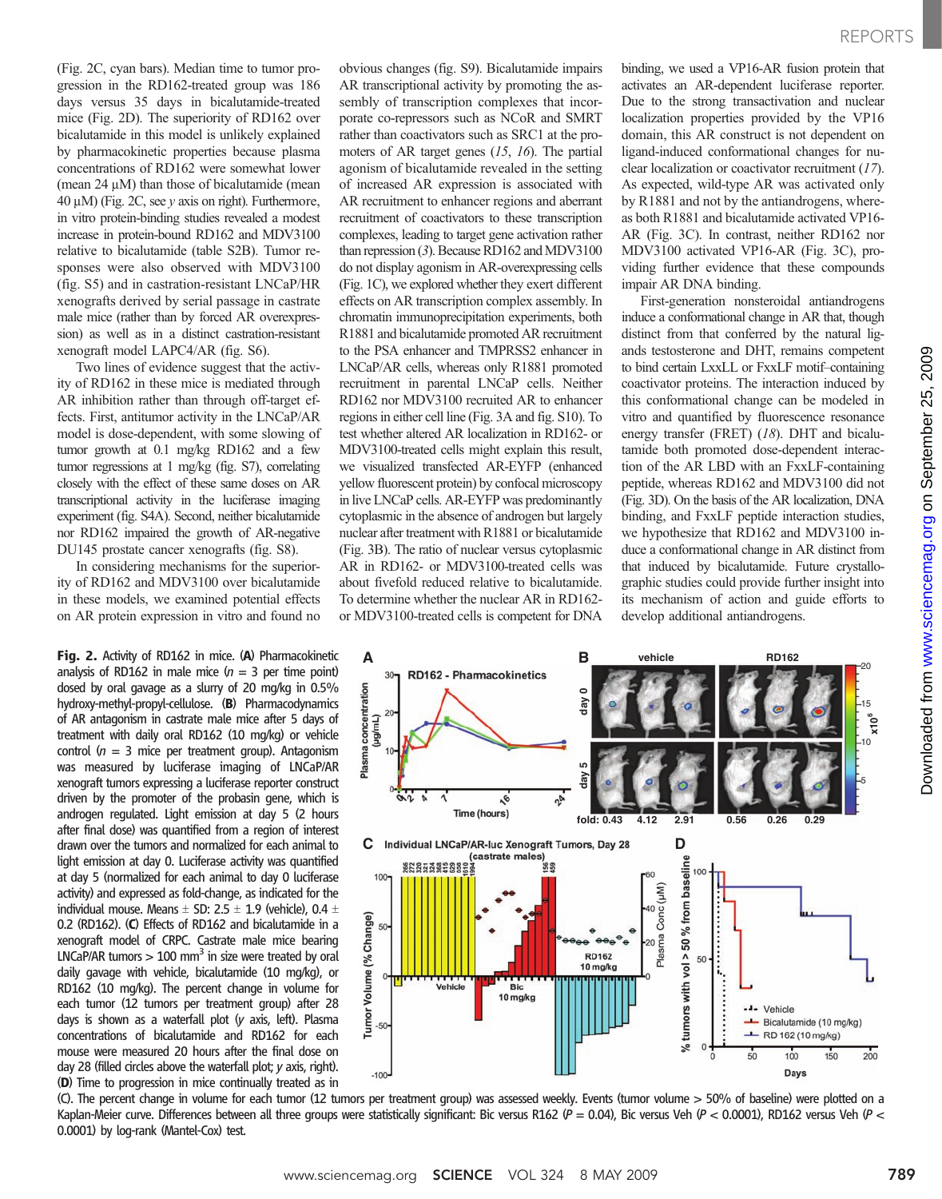(Fig. 2C, cyan bars). Median time to tumor progression in the RD162-treated group was 186 days versus 35 days in bicalutamide-treated mice (Fig. 2D). The superiority of RD162 over bicalutamide in this model is unlikely explained by pharmacokinetic properties because plasma concentrations of RD162 were somewhat lower (mean 24 μM) than those of bicalutamide (mean 40 μM) (Fig. 2C, see *y* axis on right). Furthermore, in vitro protein-binding studies revealed a modest increase in protein-bound RD162 and MDV3100 relative to bicalutamide (table S2B). Tumor responses were also observed with MDV3100 (fig. S5) and in castration-resistant LNCaP/HR xenografts derived by serial passage in castrate male mice (rather than by forced AR overexpression) as well as in a distinct castration-resistant xenograft model LAPC4/AR (fig. S6).

Two lines of evidence suggest that the activity of RD162 in these mice is mediated through AR inhibition rather than through off-target effects. First, antitumor activity in the LNCaP/AR model is dose-dependent, with some slowing of tumor growth at 0.1 mg/kg RD162 and a few tumor regressions at 1 mg/kg (fig. S7), correlating closely with the effect of these same doses on AR transcriptional activity in the luciferase imaging experiment (fig. S4A). Second, neither bicalutamide nor RD162 impaired the growth of AR-negative DU145 prostate cancer xenografts (fig. S8).

In considering mechanisms for the superiority of RD162 and MDV3100 over bicalutamide in these models, we examined potential effects on AR protein expression in vitro and found no obvious changes (fig. S9). Bicalutamide impairs AR transcriptional activity by promoting the assembly of transcription complexes that incorporate co-repressors such as NCoR and SMRT rather than coactivators such as SRC1 at the promoters of AR target genes (*15*, *16*). The partial agonism of bicalutamide revealed in the setting of increased AR expression is associated with AR recruitment to enhancer regions and aberrant recruitment of coactivators to these transcription complexes, leading to target gene activation rather than repression (*3*). Because RD162 and MDV3100 do not display agonism in AR-overexpressing cells (Fig. 1C), we explored whether they exert different effects on AR transcription complex assembly. In chromatin immunoprecipitation experiments, both R1881 and bicalutamide promoted AR recruitment to the PSA enhancer and TMPRSS2 enhancer in LNCaP/AR cells, whereas only R1881 promoted recruitment in parental LNCaP cells. Neither RD162 nor MDV3100 recruited AR to enhancer regions in either cell line (Fig. 3A and fig. S10). To test whether altered AR localization in RD162- or MDV3100-treated cells might explain this result, we visualized transfected AR-EYFP (enhanced yellow fluorescent protein) by confocal microscopy in live LNCaP cells. AR-EYFP was predominantly cytoplasmic in the absence of androgen but largely nuclear after treatment with R1881 or bicalutamide (Fig. 3B). The ratio of nuclear versus cytoplasmic AR in RD162- or MDV3100-treated cells was about fivefold reduced relative to bicalutamide. To determine whether the nuclear AR in RD162- or MDV3100-treated cells is competent for DNA binding, we used a VP16-AR fusion protein that activates an AR-dependent luciferase reporter. Due to the strong transactivation and nuclear localization properties provided by the VP16 domain, this AR construct is not dependent on ligand-induced conformational changes for nuclear localization or coactivator recruitment (*17*). As expected, wild-type AR was activated only by R1881 and not by the antiandrogens, whereas both R1881 and bicalutamide activated VP16-AR (Fig. 3C). In contrast, neither RD162 nor MDV3100 activated VP16-AR (Fig. 3C), providing further evidence that these compounds impair AR DNA binding.

First-generation nonsteroidal antiandrogens induce a conformational change in AR that, though distinct from that conferred by the natural ligands testosterone and DHT, remains competent to bind certain LxxLL or FxxLF motif–containing coactivator proteins. The interaction induced by this conformational change can be modeled in vitro and quantified by fluorescence resonance energy transfer (FRET) (*18*). DHT and bicalutamide both promoted dose-dependent interaction of the AR LBD with an FxxLF-containing peptide, whereas RD162 and MDV3100 did not (Fig. 3D). On the basis of the AR localization, DNA binding, and FxxLF peptide interaction studies, we hypothesize that RD162 and MDV3100 induce a conformational change in AR distinct from that induced by bicalutamide. Future crystallographic studies could provide further insight into its mechanism of action and guide efforts to develop additional antiandrogens.

**Fig. 2.** Activity of RD162 in mice. (**A**) Pharmacokinetic analysis of RD162 in male mice (*n* = 3 per time point) dosed by oral gavage as a slurry of 20 mg/kg in 0.5% hydroxy-methyl-propyl-cellulose. (**B**) Pharmacodynamics of AR antagonism in castrate male mice after 5 days of treatment with daily oral RD162 (10 mg/kg) or vehicle control (*n* = 3 mice per treatment group). Antagonism was measured by luciferase imaging of LNCaP/AR xenograft tumors expressing a luciferase reporter construct driven by the promoter of the probasin gene, which is androgen regulated. Light emission at day 5 (2 hours after final dose) was quantified from a region of interest drawn over the tumors and normalized for each animal to light emission at day 0. Luciferase activity was quantified at day 5 (normalized for each animal to day 0 luciferase activity) and expressed as fold-change, as indicated for the individual mouse. Means ± SD: 2.5 ± 1.9 (vehicle), 0.4 ± 0.2 (RD162). (**C**) Effects of RD162 and bicalutamide in a xenograft model of CRPC. Castrate male mice bearing LNCaP/AR tumors > 100 mm$^3$ in size were treated by oral daily gavage with vehicle, bicalutamide (10 mg/kg), or RD162 (10 mg/kg). The percent change in volume for each tumor (12 tumors per treatment group) after 28 days is shown as a waterfall plot (*y* axis, left). Plasma concentrations of bicalutamide and RD162 for each mouse were measured 20 hours after the final dose on day 28 (filled circles above the waterfall plot; *y* axis, right). (**D**) Time to progression in mice continually treated as in (C). The percent change in volume for each tumor (12 tumors per treatment group) was assessed weekly. Events (tumor volume > 50% of baseline) were plotted on a Kaplan-Meier curve. Differences between all three groups were statistically significant: Bic versus R162 ($P$ = 0.04), Bic versus Veh ($P$ < 0.0001), RD162 versus Veh ($P$ < 0.0001) by log-rank (Mantel-Cox) test.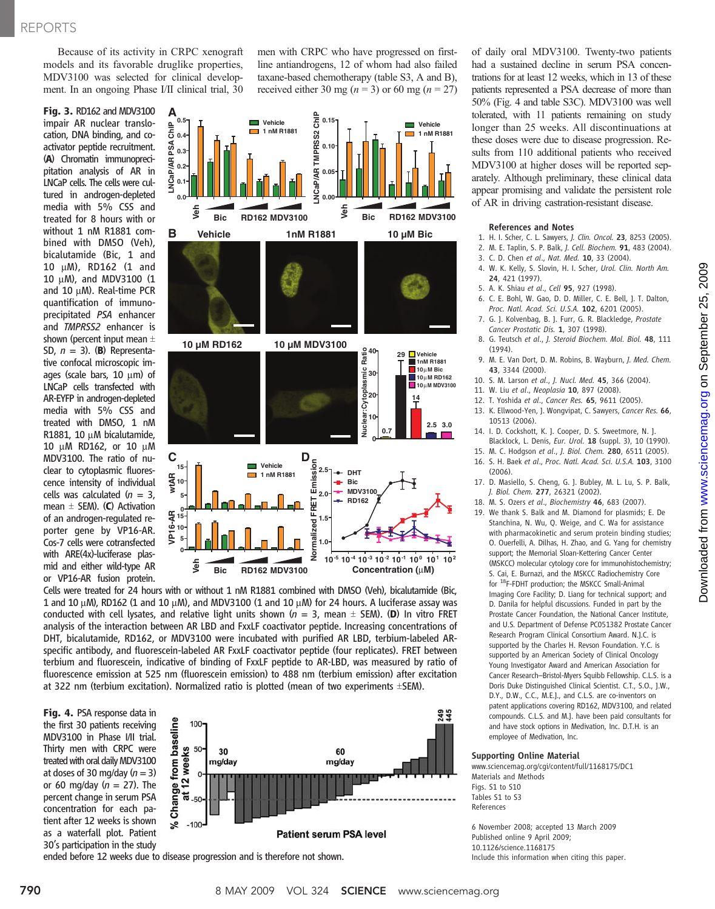Because of its activity in CRPC xenograft models and its favorable druglike properties, MDV3100 was selected for clinical development. In an ongoing Phase I/II clinical trial, 30 men with CRPC who have progressed on first-line antiandrogens, 12 of whom had also failed taxane-based chemotherapy (table S3, A and B), received either 30 mg ($n$ = 3) or 60 mg ($n$ = 27) of daily oral MDV3100. Twenty-two patients had a sustained decline in serum PSA concentrations for at least 12 weeks, which in 13 of these patients represented a PSA decrease of more than 50% (Fig. 4 and table S3C). MDV3100 was well tolerated, with 11 patients remaining on study longer than 25 weeks. All discontinuations at these doses were due to disease progression. Results from 110 additional patients who received MDV3100 at higher doses will be reported separately. Although preliminary, these clinical data appear promising and validate the persistent role of AR in driving castration-resistant disease.

A

Vehicle
1 nM R1881
LNCaP/AR PSA ChIP
0.5
0.4
0.3
0.2
0.1
0.0
Veh
Bic
RD162
MDV3100

Vehicle
1 nM R1881
LNCaP/AR TMPRSS2 ChIP
0.15
0.10
0.05
0.00
Veh
Bic
RD162
MDV3100

B

Vehicle
1nM R1881
10 μM Bic
10 μM RD162
10 μM MDV3100

Nuclear:Cytoplasmic Ratio
40
30
20
10
0
29
Vehicle
1nM R1881
10μM Bic
10μM RD162
10μM MDV3100
0.7
14
2.5
3.0

C

Vehicle
1 nM R1881
wtAR
15
10
5
0
VP16-AR
15
10
5
0
Veh
Bic
RD162
MDV3100

D

DHT
Bic
MDV3100
RD162
Normalized FRET Emission
2.5
2.0
1.5
1.0
$10^{-5}$ $10^{-4}$ $10^{-3}$ $10^{-2}$ $10^{-1}$ $10^{0}$ $10^{1}$ $10^{2}$
Concentration (μM)

**Fig. 3.** RD162 and MDV3100 impair AR nuclear translocation, DNA binding, and coactivator peptide recruitment. (**A**) Chromatin immunoprecipitation analysis of AR in LNCaP cells. The cells were cultured in androgen-depleted media with 5% CSS and treated for 8 hours with or without 1 nM R1881 combined with DMSO (Veh), bicalutamide (Bic, 1 and 10 μM), RD162 (1 and 10 μM), and MDV3100 (1 and 10 μM). Real-time PCR quantification of immunoprecipitated *PSA* enhancer and *TMPRSS2* enhancer is shown (percent input mean ± SD, $n$ = 3). (**B**) Representative confocal microscopic images (scale bars, 10 μm) of LNCaP cells transfected with AR-EYFP in androgen-depleted media with 5% CSS and treated with DMSO, 1 nM R1881, 10 μM bicalutamide, 10 μM RD162, or 10 μM MDV3100. The ratio of nuclear to cytoplasmic fluorescence intensity of individual cells was calculated ($n$ = 3, mean ± SEM). (**C**) Activation of an androgen-regulated reporter gene by VP16-AR. Cos-7 cells were cotransfected with ARE(4x)-luciferase plasmid and either wild-type AR or VP16-AR fusion protein. Cells were treated for 24 hours with or without 1 nM R1881 combined with DMSO (Veh), bicalutamide (Bic, 1 and 10 μM), RD162 (1 and 10 μM), and MDV3100 (1 and 10 μM) for 24 hours. A luciferase assay was conducted with cell lysates, and relative light units shown ($n$ = 3, mean ± SEM). (**D**) In vitro FRET analysis of the interaction between AR LBD and FxxLF coactivator peptide. Increasing concentrations of DHT, bicalutamide, RD162, or MDV3100 were incubated with purified AR LBD, terbium-labeled AR-specific antibody, and fluorescein-labeled AR FxxLF coactivator peptide (four replicates). FRET between terbium and fluorescein, indicative of binding of FxxLF peptide to AR-LBD, was measured by ratio of fluorescence emission at 525 nm (fluorescein emission) to 488 nm (terbium emission) after excitation at 322 nm (terbium excitation). Normalized ratio is plotted (mean of two experiments ±SEM).

% Change from baseline at 12 weeks
100
50
0
-50
-100
30 mg/day
60 mg/day
249
445
Patient serum PSA level

**Fig. 4.** PSA response data in the first 30 patients receiving MDV3100 in Phase I/II trial. Thirty men with CRPC were treated with oral daily MDV3100 at doses of 30 mg/day ($n$ = 3) or 60 mg/day ($n$ = 27). The percent change in serum PSA concentration for each patient after 12 weeks is shown as a waterfall plot. Patient 30's participation in the study ended before 12 weeks due to disease progression and is therefore not shown.

## References and Notes

1. H. I. Scher, C. L. Sawyers, *J. Clin. Oncol.* **23**, 8253 (2005).
2. M. E. Taplin, S. P. Balk, *J. Cell. Biochem.* **91**, 483 (2004).
3. C. D. Chen *et al.*, *Nat. Med.* **10**, 33 (2004).
4. W. K. Kelly, S. Slovin, H. I. Scher, *Urol. Clin. North Am.* **24**, 421 (1997).
5. A. K. Shiau *et al.*, *Cell* **95**, 927 (1998).
6. C. E. Bohl, W. Gao, D. D. Miller, C. E. Bell, J. T. Dalton, *Proc. Natl. Acad. Sci. U.S.A.* **102**, 6201 (2005).
7. G. J. Kolvenbag, B. J. Furr, G. R. Blackledge, *Prostate Cancer Prostatic Dis.* **1**, 307 (1998).
8. G. Teutsch *et al.*, *J. Steroid Biochem. Mol. Biol.* **48**, 111 (1994).
9. M. E. Van Dort, D. M. Robins, B. Wayburn, *J. Med. Chem.* **43**, 3344 (2000).
10. S. M. Larson *et al.*, *J. Nucl. Med.* **45**, 366 (2004).
11. W. Liu *et al.*, *Neoplasia* **10**, 897 (2008).
12. T. Yoshida *et al.*, *Cancer Res.* **65**, 9611 (2005).
13. K. Ellwood-Yen, J. Wongvipat, C. Sawyers, *Cancer Res.* **66**, 10513 (2006).
14. I. D. Cockshott, K. J. Cooper, D. S. Sweetmore, N. J. Blacklock, L. Denis, *Eur. Urol.* **18** (suppl. 3), 10 (1990).
15. M. C. Hodgson *et al.*, *J. Biol. Chem.* **280**, 6511 (2005).
16. S. H. Baek *et al.*, *Proc. Natl. Acad. Sci. U.S.A.* **103**, 3100 (2006).
17. D. Masiello, S. Cheng, G. J. Bubley, M. L. Lu, S. P. Balk, *J. Biol. Chem.* **277**, 26321 (2002).
18. M. S. Ozers *et al.*, *Biochemistry* **46**, 683 (2007).
19. We thank S. Balk and M. Diamond for plasmids; E. De Stanchina, N. Wu, Q. Weige, and C. Wa for assistance with pharmacokinetic and serum protein binding studies; O. Ouerfelli, A. Dilhas, H. Zhao, and G. Yang for chemistry support; the Memorial Sloan-Kettering Cancer Center (MSKCC) molecular cytology core for immunohistochemistry; S. Cai, E. Burnazi, and the MSKCC Radiochemistry Core for $^{18}$F-FDHT production; the MSKCC Small-Animal Imaging Core Facility; D. Liang for technical support; and D. Danila for helpful discussions. Funded in part by the Prostate Cancer Foundation, the National Cancer Institute, and U.S. Department of Defense PC051382 Prostate Cancer Research Program Clinical Consortium Award. N.J.C. is supported by the Charles H. Revson Foundation. Y.C. is supported by an American Society of Clinical Oncology Young Investigator Award and American Association for Cancer Research–Bristol-Myers Squibb Fellowship. C.L.S. is a Doris Duke Distinguished Clinical Scientist. C.T., S.O., J.W., D.Y., D.W., C.C., M.E.J., and C.L.S. are co-inventors on patent applications covering RD162, MDV3100, and related compounds. C.L.S. and M.J. have been paid consultants for and have stock options in Medivation, Inc. D.T.H. is an employee of Medivation, Inc.

## Supporting Online Material

www.sciencemag.org/cgi/content/full/1168175/DC1
Materials and Methods
Figs. S1 to S10
Tables S1 to S3
References

6 November 2008; accepted 13 March 2009
Published online 9 April 2009;
10.1126/science.1168175
Include this information when citing this paper.